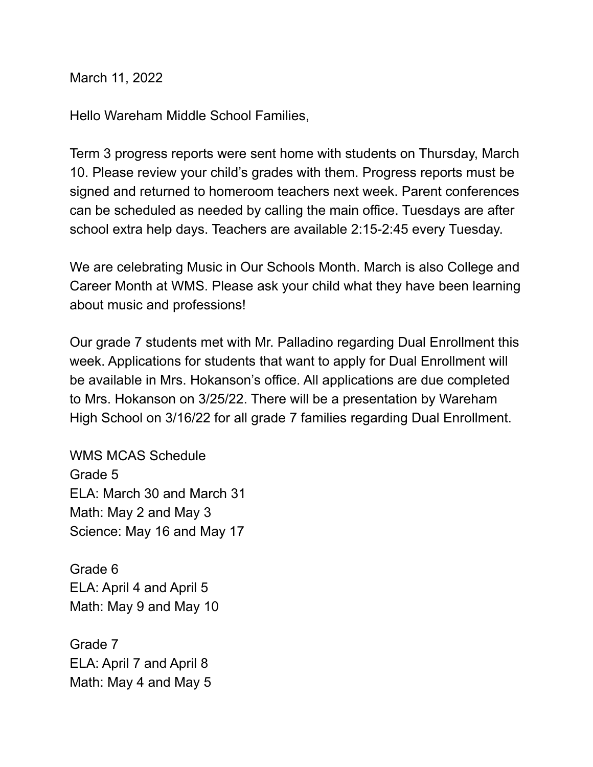March 11, 2022

Hello Wareham Middle School Families,

Term 3 progress reports were sent home with students on Thursday, March 10. Please review your child's grades with them. Progress reports must be signed and returned to homeroom teachers next week. Parent conferences can be scheduled as needed by calling the main office. Tuesdays are after school extra help days. Teachers are available 2:15-2:45 every Tuesday.

We are celebrating Music in Our Schools Month. March is also College and Career Month at WMS. Please ask your child what they have been learning about music and professions!

Our grade 7 students met with Mr. Palladino regarding Dual Enrollment this week. Applications for students that want to apply for Dual Enrollment will be available in Mrs. Hokanson's office. All applications are due completed to Mrs. Hokanson on 3/25/22. There will be a presentation by Wareham High School on 3/16/22 for all grade 7 families regarding Dual Enrollment.

WMS MCAS Schedule

Grade 5
ELA: March 30 and March 31
Math: May 2 and May 3
Science: May 16 and May 17

Grade 6
ELA: April 4 and April 5
Math: May 9 and May 10

Grade 7
ELA: April 7 and April 8
Math: May 4 and May 5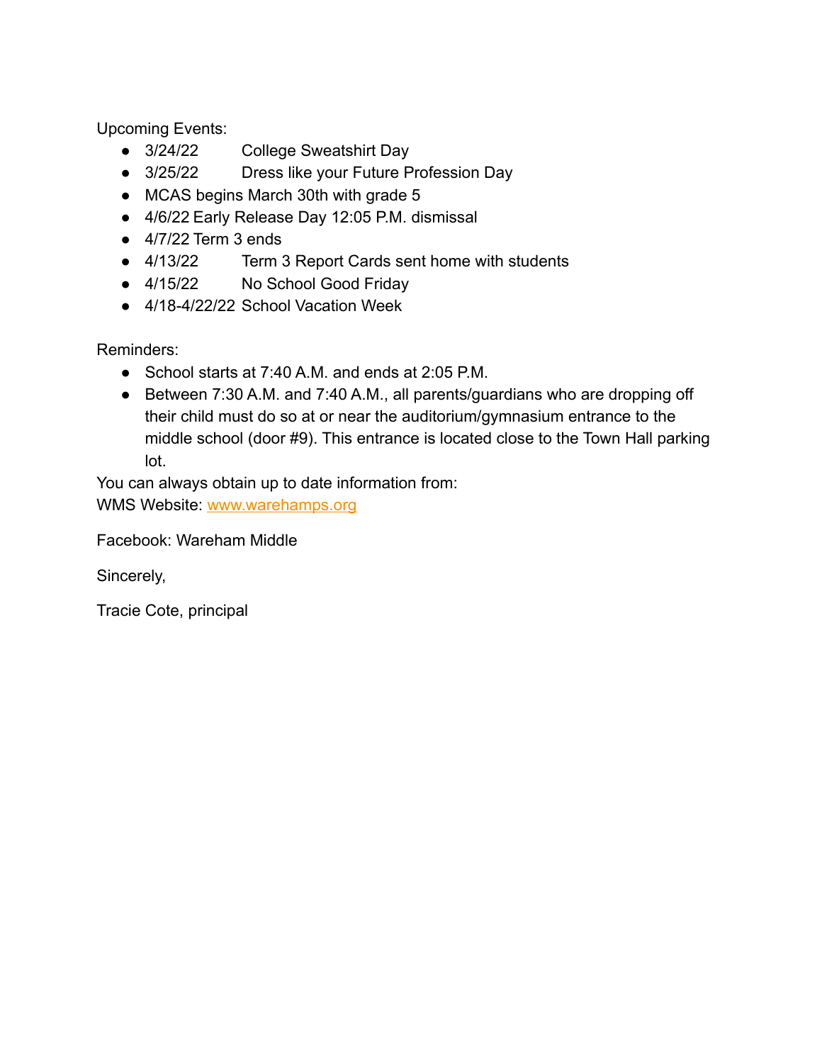Upcoming Events:

- 3/24/22 College Sweatshirt Day
- 3/25/22 Dress like your Future Profession Day
- MCAS begins March 30th with grade 5
- 4/6/22 Early Release Day 12:05 P.M. dismissal
- 4/7/22 Term 3 ends
- 4/13/22 Term 3 Report Cards sent home with students
- 4/15/22 No School Good Friday
- 4/18-4/22/22 School Vacation Week

Reminders:

- School starts at 7:40 A.M. and ends at 2:05 P.M.
- Between 7:30 A.M. and 7:40 A.M., all parents/guardians who are dropping off their child must do so at or near the auditorium/gymnasium entrance to the middle school (door #9). This entrance is located close to the Town Hall parking lot.

You can always obtain up to date information from:
WMS Website: www.warehamps.org

Facebook: Wareham Middle

Sincerely,

Tracie Cote, principal